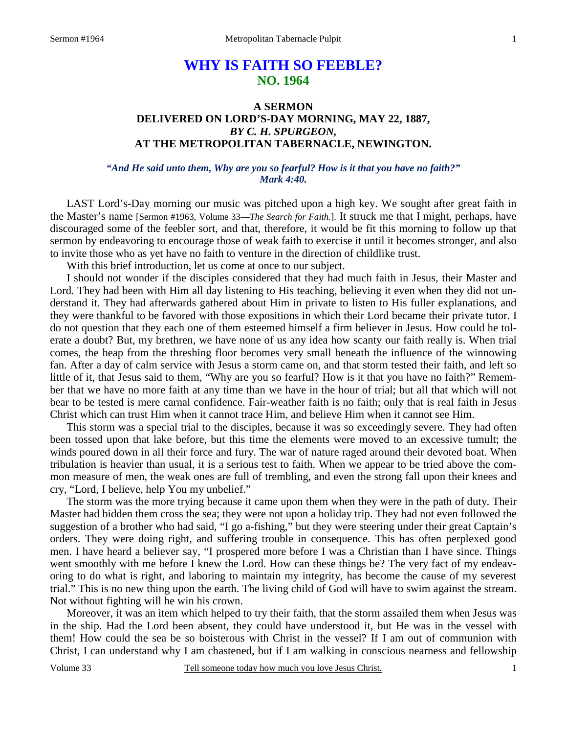# WHY IS FAITH SO FEEBLE?
## NO. 1964

### A SERMON
### DELIVERED ON LORD'S-DAY MORNING, MAY 22, 1887,
### *BY C. H. SPURGEON,*
### AT THE METROPOLITAN TABERNACLE, NEWINGTON.

***"And He said unto them, Why are you so fearful? How is it that you have no faith?" Mark 4:40.***

LAST Lord's-Day morning our music was pitched upon a high key. We sought after great faith in the Master's name [Sermon #1963, Volume 33—*The Search for Faith.*]. It struck me that I might, perhaps, have discouraged some of the feebler sort, and that, therefore, it would be fit this morning to follow up that sermon by endeavoring to encourage those of weak faith to exercise it until it becomes stronger, and also to invite those who as yet have no faith to venture in the direction of childlike trust.

With this brief introduction, let us come at once to our subject.

I should not wonder if the disciples considered that they had much faith in Jesus, their Master and Lord. They had been with Him all day listening to His teaching, believing it even when they did not understand it. They had afterwards gathered about Him in private to listen to His fuller explanations, and they were thankful to be favored with those expositions in which their Lord became their private tutor. I do not question that they each one of them esteemed himself a firm believer in Jesus. How could he tolerate a doubt? But, my brethren, we have none of us any idea how scanty our faith really is. When trial comes, the heap from the threshing floor becomes very small beneath the influence of the winnowing fan. After a day of calm service with Jesus a storm came on, and that storm tested their faith, and left so little of it, that Jesus said to them, "Why are you so fearful? How is it that you have no faith?" Remember that we have no more faith at any time than we have in the hour of trial; but all that which will not bear to be tested is mere carnal confidence. Fair-weather faith is no faith; only that is real faith in Jesus Christ which can trust Him when it cannot trace Him, and believe Him when it cannot see Him.

This storm was a special trial to the disciples, because it was so exceedingly severe. They had often been tossed upon that lake before, but this time the elements were moved to an excessive tumult; the winds poured down in all their force and fury. The war of nature raged around their devoted boat. When tribulation is heavier than usual, it is a serious test to faith. When we appear to be tried above the common measure of men, the weak ones are full of trembling, and even the strong fall upon their knees and cry, "Lord, I believe, help You my unbelief."

The storm was the more trying because it came upon them when they were in the path of duty. Their Master had bidden them cross the sea; they were not upon a holiday trip. They had not even followed the suggestion of a brother who had said, "I go a-fishing," but they were steering under their great Captain's orders. They were doing right, and suffering trouble in consequence. This has often perplexed good men. I have heard a believer say, "I prospered more before I was a Christian than I have since. Things went smoothly with me before I knew the Lord. How can these things be? The very fact of my endeavoring to do what is right, and laboring to maintain my integrity, has become the cause of my severest trial." This is no new thing upon the earth. The living child of God will have to swim against the stream. Not without fighting will he win his crown.

Moreover, it was an item which helped to try their faith, that the storm assailed them when Jesus was in the ship. Had the Lord been absent, they could have understood it, but He was in the vessel with them! How could the sea be so boisterous with Christ in the vessel? If I am out of communion with Christ, I can understand why I am chastened, but if I am walking in conscious nearness and fellowship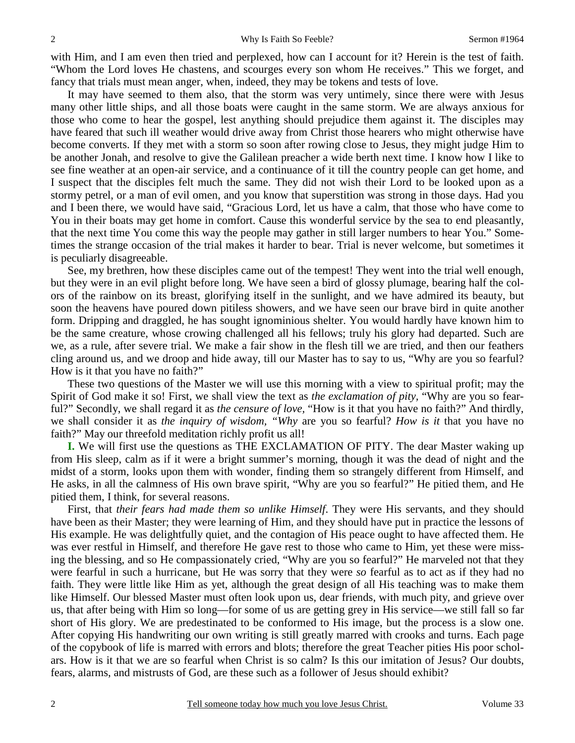with Him, and I am even then tried and perplexed, how can I account for it? Herein is the test of faith. "Whom the Lord loves He chastens, and scourges every son whom He receives." This we forget, and fancy that trials must mean anger, when, indeed, they may be tokens and tests of love.

It may have seemed to them also, that the storm was very untimely, since there were with Jesus many other little ships, and all those boats were caught in the same storm. We are always anxious for those who come to hear the gospel, lest anything should prejudice them against it. The disciples may have feared that such ill weather would drive away from Christ those hearers who might otherwise have become converts. If they met with a storm so soon after rowing close to Jesus, they might judge Him to be another Jonah, and resolve to give the Galilean preacher a wide berth next time. I know how I like to see fine weather at an open-air service, and a continuance of it till the country people can get home, and I suspect that the disciples felt much the same. They did not wish their Lord to be looked upon as a stormy petrel, or a man of evil omen, and you know that superstition was strong in those days. Had you and I been there, we would have said, "Gracious Lord, let us have a calm, that those who have come to You in their boats may get home in comfort. Cause this wonderful service by the sea to end pleasantly, that the next time You come this way the people may gather in still larger numbers to hear You." Sometimes the strange occasion of the trial makes it harder to bear. Trial is never welcome, but sometimes it is peculiarly disagreeable.

See, my brethren, how these disciples came out of the tempest! They went into the trial well enough, but they were in an evil plight before long. We have seen a bird of glossy plumage, bearing half the colors of the rainbow on its breast, glorifying itself in the sunlight, and we have admired its beauty, but soon the heavens have poured down pitiless showers, and we have seen our brave bird in quite another form. Dripping and draggled, he has sought ignominious shelter. You would hardly have known him to be the same creature, whose crowing challenged all his fellows; truly his glory had departed. Such are we, as a rule, after severe trial. We make a fair show in the flesh till we are tried, and then our feathers cling around us, and we droop and hide away, till our Master has to say to us, "Why are you so fearful? How is it that you have no faith?"

These two questions of the Master we will use this morning with a view to spiritual profit; may the Spirit of God make it so! First, we shall view the text as *the exclamation of pity,* "Why are you so fearful?" Secondly, we shall regard it as *the censure of love,* "How is it that you have no faith?" And thirdly, we shall consider it as *the inquiry of wisdom,* "*Why* are you so fearful? *How is it* that you have no faith?" May our threefold meditation richly profit us all!

**I.** We will first use the questions as THE EXCLAMATION OF PITY. The dear Master waking up from His sleep, calm as if it were a bright summer's morning, though it was the dead of night and the midst of a storm, looks upon them with wonder, finding them so strangely different from Himself, and He asks, in all the calmness of His own brave spirit, "Why are you so fearful?" He pitied them, and He pitied them, I think, for several reasons.

First, that *their fears had made them so unlike Himself*. They were His servants, and they should have been as their Master; they were learning of Him, and they should have put in practice the lessons of His example. He was delightfully quiet, and the contagion of His peace ought to have affected them. He was ever restful in Himself, and therefore He gave rest to those who came to Him, yet these were missing the blessing, and so He compassionately cried, "Why are you so fearful?" He marveled not that they were fearful in such a hurricane, but He was sorry that they were *so* fearful as to act as if they had no faith. They were little like Him as yet, although the great design of all His teaching was to make them like Himself. Our blessed Master must often look upon us, dear friends, with much pity, and grieve over us, that after being with Him so long—for some of us are getting grey in His service—we still fall so far short of His glory. We are predestinated to be conformed to His image, but the process is a slow one. After copying His handwriting our own writing is still greatly marred with crooks and turns. Each page of the copybook of life is marred with errors and blots; therefore the great Teacher pities His poor scholars. How is it that we are so fearful when Christ is so calm? Is this our imitation of Jesus? Our doubts, fears, alarms, and mistrusts of God, are these such as a follower of Jesus should exhibit?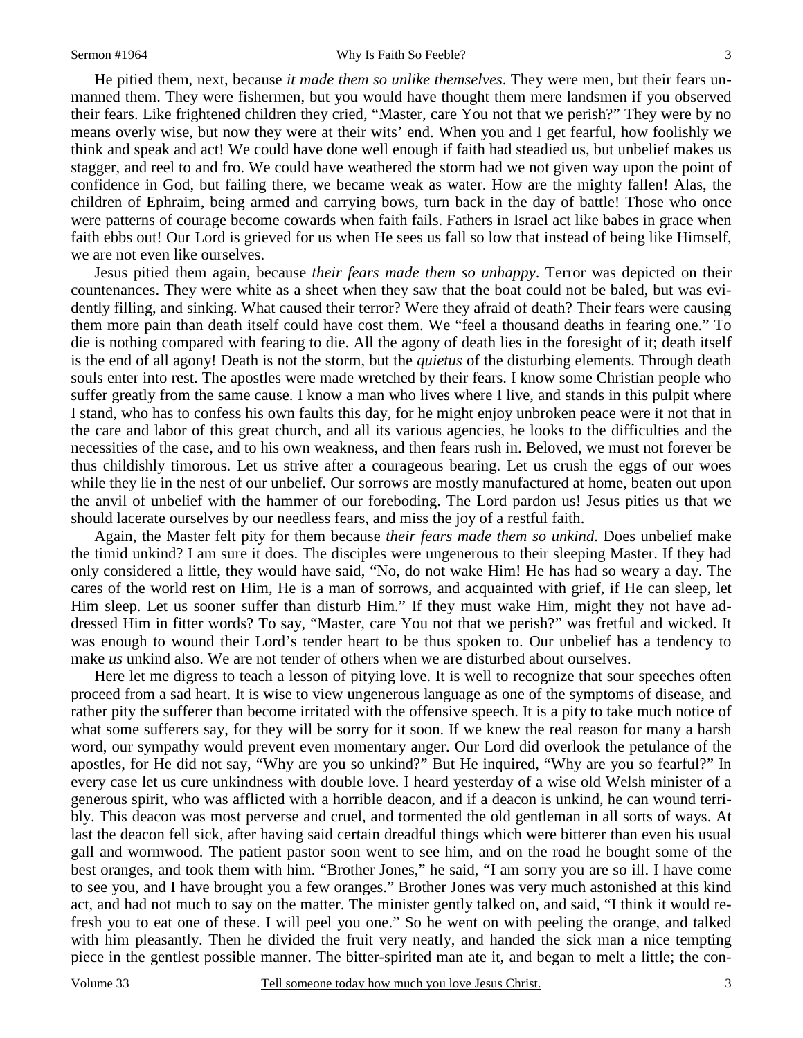He pitied them, next, because *it made them so unlike themselves*. They were men, but their fears unmanned them. They were fishermen, but you would have thought them mere landsmen if you observed their fears. Like frightened children they cried, "Master, care You not that we perish?" They were by no means overly wise, but now they were at their wits' end. When you and I get fearful, how foolishly we think and speak and act! We could have done well enough if faith had steadied us, but unbelief makes us stagger, and reel to and fro. We could have weathered the storm had we not given way upon the point of confidence in God, but failing there, we became weak as water. How are the mighty fallen! Alas, the children of Ephraim, being armed and carrying bows, turn back in the day of battle! Those who once were patterns of courage become cowards when faith fails. Fathers in Israel act like babes in grace when faith ebbs out! Our Lord is grieved for us when He sees us fall so low that instead of being like Himself, we are not even like ourselves.

Jesus pitied them again, because *their fears made them so unhappy*. Terror was depicted on their countenances. They were white as a sheet when they saw that the boat could not be baled, but was evidently filling, and sinking. What caused their terror? Were they afraid of death? Their fears were causing them more pain than death itself could have cost them. We "feel a thousand deaths in fearing one." To die is nothing compared with fearing to die. All the agony of death lies in the foresight of it; death itself is the end of all agony! Death is not the storm, but the *quietus* of the disturbing elements. Through death souls enter into rest. The apostles were made wretched by their fears. I know some Christian people who suffer greatly from the same cause. I know a man who lives where I live, and stands in this pulpit where I stand, who has to confess his own faults this day, for he might enjoy unbroken peace were it not that in the care and labor of this great church, and all its various agencies, he looks to the difficulties and the necessities of the case, and to his own weakness, and then fears rush in. Beloved, we must not forever be thus childishly timorous. Let us strive after a courageous bearing. Let us crush the eggs of our woes while they lie in the nest of our unbelief. Our sorrows are mostly manufactured at home, beaten out upon the anvil of unbelief with the hammer of our foreboding. The Lord pardon us! Jesus pities us that we should lacerate ourselves by our needless fears, and miss the joy of a restful faith.

Again, the Master felt pity for them because *their fears made them so unkind*. Does unbelief make the timid unkind? I am sure it does. The disciples were ungenerous to their sleeping Master. If they had only considered a little, they would have said, "No, do not wake Him! He has had so weary a day. The cares of the world rest on Him, He is a man of sorrows, and acquainted with grief, if He can sleep, let Him sleep. Let us sooner suffer than disturb Him." If they must wake Him, might they not have addressed Him in fitter words? To say, "Master, care You not that we perish?" was fretful and wicked. It was enough to wound their Lord's tender heart to be thus spoken to. Our unbelief has a tendency to make *us* unkind also. We are not tender of others when we are disturbed about ourselves.

Here let me digress to teach a lesson of pitying love. It is well to recognize that sour speeches often proceed from a sad heart. It is wise to view ungenerous language as one of the symptoms of disease, and rather pity the sufferer than become irritated with the offensive speech. It is a pity to take much notice of what some sufferers say, for they will be sorry for it soon. If we knew the real reason for many a harsh word, our sympathy would prevent even momentary anger. Our Lord did overlook the petulance of the apostles, for He did not say, "Why are you so unkind?" But He inquired, "Why are you so fearful?" In every case let us cure unkindness with double love. I heard yesterday of a wise old Welsh minister of a generous spirit, who was afflicted with a horrible deacon, and if a deacon is unkind, he can wound terribly. This deacon was most perverse and cruel, and tormented the old gentleman in all sorts of ways. At last the deacon fell sick, after having said certain dreadful things which were bitterer than even his usual gall and wormwood. The patient pastor soon went to see him, and on the road he bought some of the best oranges, and took them with him. "Brother Jones," he said, "I am sorry you are so ill. I have come to see you, and I have brought you a few oranges." Brother Jones was very much astonished at this kind act, and had not much to say on the matter. The minister gently talked on, and said, "I think it would refresh you to eat one of these. I will peel you one." So he went on with peeling the orange, and talked with him pleasantly. Then he divided the fruit very neatly, and handed the sick man a nice tempting piece in the gentlest possible manner. The bitter-spirited man ate it, and began to melt a little; the con-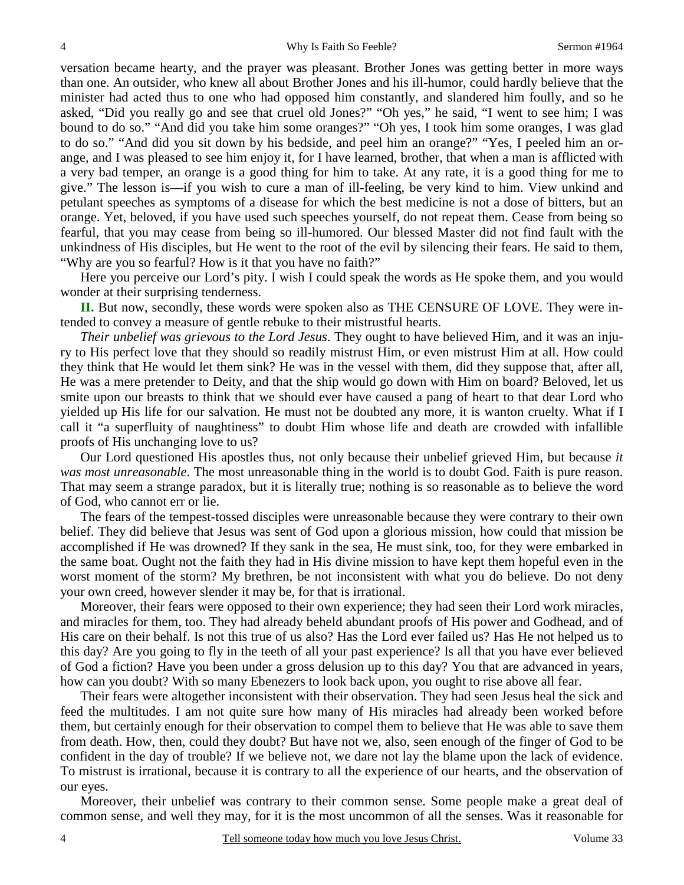versation became hearty, and the prayer was pleasant. Brother Jones was getting better in more ways than one. An outsider, who knew all about Brother Jones and his ill-humor, could hardly believe that the minister had acted thus to one who had opposed him constantly, and slandered him foully, and so he asked, "Did you really go and see that cruel old Jones?" "Oh yes," he said, "I went to see him; I was bound to do so." "And did you take him some oranges?" "Oh yes, I took him some oranges, I was glad to do so." "And did you sit down by his bedside, and peel him an orange?" "Yes, I peeled him an orange, and I was pleased to see him enjoy it, for I have learned, brother, that when a man is afflicted with a very bad temper, an orange is a good thing for him to take. At any rate, it is a good thing for me to give." The lesson is—if you wish to cure a man of ill-feeling, be very kind to him. View unkind and petulant speeches as symptoms of a disease for which the best medicine is not a dose of bitters, but an orange. Yet, beloved, if you have used such speeches yourself, do not repeat them. Cease from being so fearful, that you may cease from being so ill-humored. Our blessed Master did not find fault with the unkindness of His disciples, but He went to the root of the evil by silencing their fears. He said to them, "Why are you so fearful? How is it that you have no faith?"

Here you perceive our Lord's pity. I wish I could speak the words as He spoke them, and you would wonder at their surprising tenderness.

**II.** But now, secondly, these words were spoken also as THE CENSURE OF LOVE. They were intended to convey a measure of gentle rebuke to their mistrustful hearts.

*Their unbelief was grievous to the Lord Jesus*. They ought to have believed Him, and it was an injury to His perfect love that they should so readily mistrust Him, or even mistrust Him at all. How could they think that He would let them sink? He was in the vessel with them, did they suppose that, after all, He was a mere pretender to Deity, and that the ship would go down with Him on board? Beloved, let us smite upon our breasts to think that we should ever have caused a pang of heart to that dear Lord who yielded up His life for our salvation. He must not be doubted any more, it is wanton cruelty. What if I call it "a superfluity of naughtiness" to doubt Him whose life and death are crowded with infallible proofs of His unchanging love to us?

Our Lord questioned His apostles thus, not only because their unbelief grieved Him, but because *it was most unreasonable*. The most unreasonable thing in the world is to doubt God. Faith is pure reason. That may seem a strange paradox, but it is literally true; nothing is so reasonable as to believe the word of God, who cannot err or lie.

The fears of the tempest-tossed disciples were unreasonable because they were contrary to their own belief. They did believe that Jesus was sent of God upon a glorious mission, how could that mission be accomplished if He was drowned? If they sank in the sea, He must sink, too, for they were embarked in the same boat. Ought not the faith they had in His divine mission to have kept them hopeful even in the worst moment of the storm? My brethren, be not inconsistent with what you do believe. Do not deny your own creed, however slender it may be, for that is irrational.

Moreover, their fears were opposed to their own experience; they had seen their Lord work miracles, and miracles for them, too. They had already beheld abundant proofs of His power and Godhead, and of His care on their behalf. Is not this true of us also? Has the Lord ever failed us? Has He not helped us to this day? Are you going to fly in the teeth of all your past experience? Is all that you have ever believed of God a fiction? Have you been under a gross delusion up to this day? You that are advanced in years, how can you doubt? With so many Ebenezers to look back upon, you ought to rise above all fear.

Their fears were altogether inconsistent with their observation. They had seen Jesus heal the sick and feed the multitudes. I am not quite sure how many of His miracles had already been worked before them, but certainly enough for their observation to compel them to believe that He was able to save them from death. How, then, could they doubt? But have not we, also, seen enough of the finger of God to be confident in the day of trouble? If we believe not, we dare not lay the blame upon the lack of evidence. To mistrust is irrational, because it is contrary to all the experience of our hearts, and the observation of our eyes.

Moreover, their unbelief was contrary to their common sense. Some people make a great deal of common sense, and well they may, for it is the most uncommon of all the senses. Was it reasonable for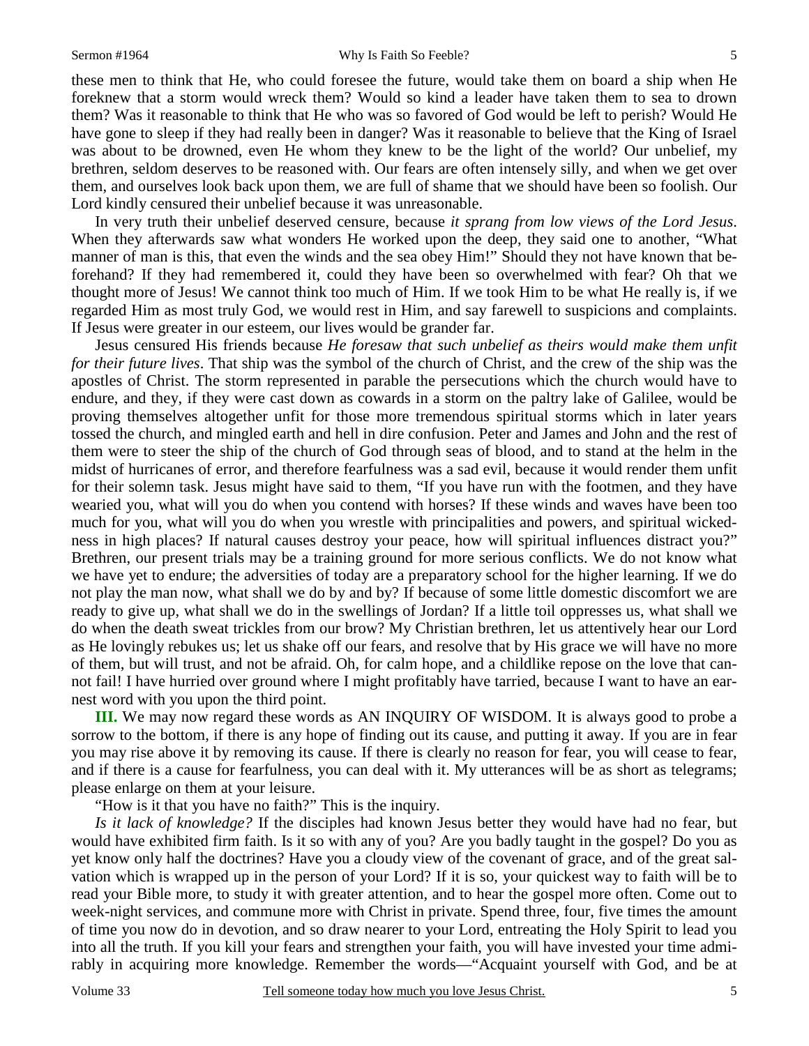these men to think that He, who could foresee the future, would take them on board a ship when He foreknew that a storm would wreck them? Would so kind a leader have taken them to sea to drown them? Was it reasonable to think that He who was so favored of God would be left to perish? Would He have gone to sleep if they had really been in danger? Was it reasonable to believe that the King of Israel was about to be drowned, even He whom they knew to be the light of the world? Our unbelief, my brethren, seldom deserves to be reasoned with. Our fears are often intensely silly, and when we get over them, and ourselves look back upon them, we are full of shame that we should have been so foolish. Our Lord kindly censured their unbelief because it was unreasonable.

In very truth their unbelief deserved censure, because *it sprang from low views of the Lord Jesus*. When they afterwards saw what wonders He worked upon the deep, they said one to another, "What manner of man is this, that even the winds and the sea obey Him!" Should they not have known that beforehand? If they had remembered it, could they have been so overwhelmed with fear? Oh that we thought more of Jesus! We cannot think too much of Him. If we took Him to be what He really is, if we regarded Him as most truly God, we would rest in Him, and say farewell to suspicions and complaints. If Jesus were greater in our esteem, our lives would be grander far.

Jesus censured His friends because *He foresaw that such unbelief as theirs would make them unfit for their future lives*. That ship was the symbol of the church of Christ, and the crew of the ship was the apostles of Christ. The storm represented in parable the persecutions which the church would have to endure, and they, if they were cast down as cowards in a storm on the paltry lake of Galilee, would be proving themselves altogether unfit for those more tremendous spiritual storms which in later years tossed the church, and mingled earth and hell in dire confusion. Peter and James and John and the rest of them were to steer the ship of the church of God through seas of blood, and to stand at the helm in the midst of hurricanes of error, and therefore fearfulness was a sad evil, because it would render them unfit for their solemn task. Jesus might have said to them, "If you have run with the footmen, and they have wearied you, what will you do when you contend with horses? If these winds and waves have been too much for you, what will you do when you wrestle with principalities and powers, and spiritual wickedness in high places? If natural causes destroy your peace, how will spiritual influences distract you?" Brethren, our present trials may be a training ground for more serious conflicts. We do not know what we have yet to endure; the adversities of today are a preparatory school for the higher learning. If we do not play the man now, what shall we do by and by? If because of some little domestic discomfort we are ready to give up, what shall we do in the swellings of Jordan? If a little toil oppresses us, what shall we do when the death sweat trickles from our brow? My Christian brethren, let us attentively hear our Lord as He lovingly rebukes us; let us shake off our fears, and resolve that by His grace we will have no more of them, but will trust, and not be afraid. Oh, for calm hope, and a childlike repose on the love that cannot fail! I have hurried over ground where I might profitably have tarried, because I want to have an earnest word with you upon the third point.

**III.** We may now regard these words as AN INQUIRY OF WISDOM. It is always good to probe a sorrow to the bottom, if there is any hope of finding out its cause, and putting it away. If you are in fear you may rise above it by removing its cause. If there is clearly no reason for fear, you will cease to fear, and if there is a cause for fearfulness, you can deal with it. My utterances will be as short as telegrams; please enlarge on them at your leisure.

"How is it that you have no faith?" This is the inquiry.

*Is it lack of knowledge?* If the disciples had known Jesus better they would have had no fear, but would have exhibited firm faith. Is it so with any of you? Are you badly taught in the gospel? Do you as yet know only half the doctrines? Have you a cloudy view of the covenant of grace, and of the great salvation which is wrapped up in the person of your Lord? If it is so, your quickest way to faith will be to read your Bible more, to study it with greater attention, and to hear the gospel more often. Come out to week-night services, and commune more with Christ in private. Spend three, four, five times the amount of time you now do in devotion, and so draw nearer to your Lord, entreating the Holy Spirit to lead you into all the truth. If you kill your fears and strengthen your faith, you will have invested your time admirably in acquiring more knowledge. Remember the words—"Acquaint yourself with God, and be at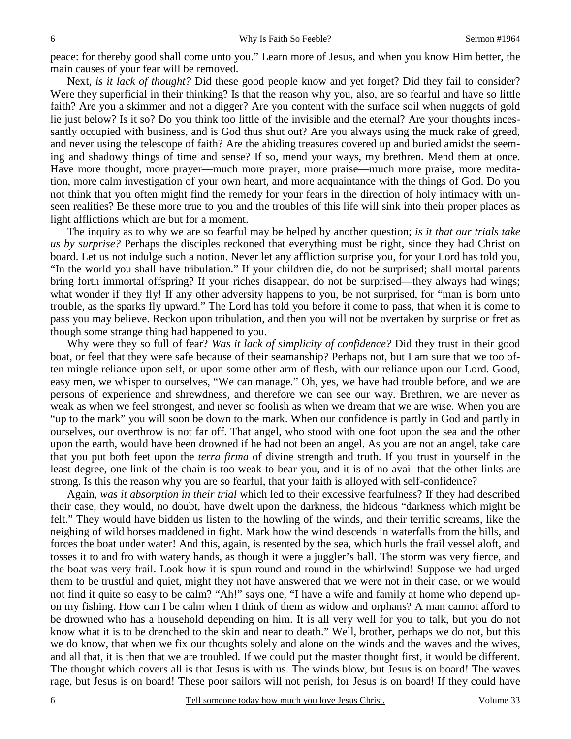peace: for thereby good shall come unto you." Learn more of Jesus, and when you know Him better, the main causes of your fear will be removed.

Next, *is it lack of thought?* Did these good people know and yet forget? Did they fail to consider? Were they superficial in their thinking? Is that the reason why you, also, are so fearful and have so little faith? Are you a skimmer and not a digger? Are you content with the surface soil when nuggets of gold lie just below? Is it so? Do you think too little of the invisible and the eternal? Are your thoughts incessantly occupied with business, and is God thus shut out? Are you always using the muck rake of greed, and never using the telescope of faith? Are the abiding treasures covered up and buried amidst the seeming and shadowy things of time and sense? If so, mend your ways, my brethren. Mend them at once. Have more thought, more prayer—much more prayer, more praise—much more praise, more meditation, more calm investigation of your own heart, and more acquaintance with the things of God. Do you not think that you often might find the remedy for your fears in the direction of holy intimacy with unseen realities? Be these more true to you and the troubles of this life will sink into their proper places as light afflictions which are but for a moment.

The inquiry as to why we are so fearful may be helped by another question; *is it that our trials take us by surprise?* Perhaps the disciples reckoned that everything must be right, since they had Christ on board. Let us not indulge such a notion. Never let any affliction surprise you, for your Lord has told you, "In the world you shall have tribulation." If your children die, do not be surprised; shall mortal parents bring forth immortal offspring? If your riches disappear, do not be surprised—they always had wings; what wonder if they fly! If any other adversity happens to you, be not surprised, for "man is born unto trouble, as the sparks fly upward." The Lord has told you before it come to pass, that when it is come to pass you may believe. Reckon upon tribulation, and then you will not be overtaken by surprise or fret as though some strange thing had happened to you.

Why were they so full of fear? *Was it lack of simplicity of confidence?* Did they trust in their good boat, or feel that they were safe because of their seamanship? Perhaps not, but I am sure that we too often mingle reliance upon self, or upon some other arm of flesh, with our reliance upon our Lord. Good, easy men, we whisper to ourselves, "We can manage." Oh, yes, we have had trouble before, and we are persons of experience and shrewdness, and therefore we can see our way. Brethren, we are never as weak as when we feel strongest, and never so foolish as when we dream that we are wise. When you are "up to the mark" you will soon be down to the mark. When our confidence is partly in God and partly in ourselves, our overthrow is not far off. That angel, who stood with one foot upon the sea and the other upon the earth, would have been drowned if he had not been an angel. As you are not an angel, take care that you put both feet upon the *terra firma* of divine strength and truth. If you trust in yourself in the least degree, one link of the chain is too weak to bear you, and it is of no avail that the other links are strong. Is this the reason why you are so fearful, that your faith is alloyed with self-confidence?

Again, *was it absorption in their trial* which led to their excessive fearfulness? If they had described their case, they would, no doubt, have dwelt upon the darkness, the hideous "darkness which might be felt." They would have bidden us listen to the howling of the winds, and their terrific screams, like the neighing of wild horses maddened in fight. Mark how the wind descends in waterfalls from the hills, and forces the boat under water! And this, again, is resented by the sea, which hurls the frail vessel aloft, and tosses it to and fro with watery hands, as though it were a juggler's ball. The storm was very fierce, and the boat was very frail. Look how it is spun round and round in the whirlwind! Suppose we had urged them to be trustful and quiet, might they not have answered that we were not in their case, or we would not find it quite so easy to be calm? "Ah!" says one, "I have a wife and family at home who depend upon my fishing. How can I be calm when I think of them as widow and orphans? A man cannot afford to be drowned who has a household depending on him. It is all very well for you to talk, but you do not know what it is to be drenched to the skin and near to death." Well, brother, perhaps we do not, but this we do know, that when we fix our thoughts solely and alone on the winds and the waves and the wives, and all that, it is then that we are troubled. If we could put the master thought first, it would be different. The thought which covers all is that Jesus is with us. The winds blow, but Jesus is on board! The waves rage, but Jesus is on board! These poor sailors will not perish, for Jesus is on board! If they could have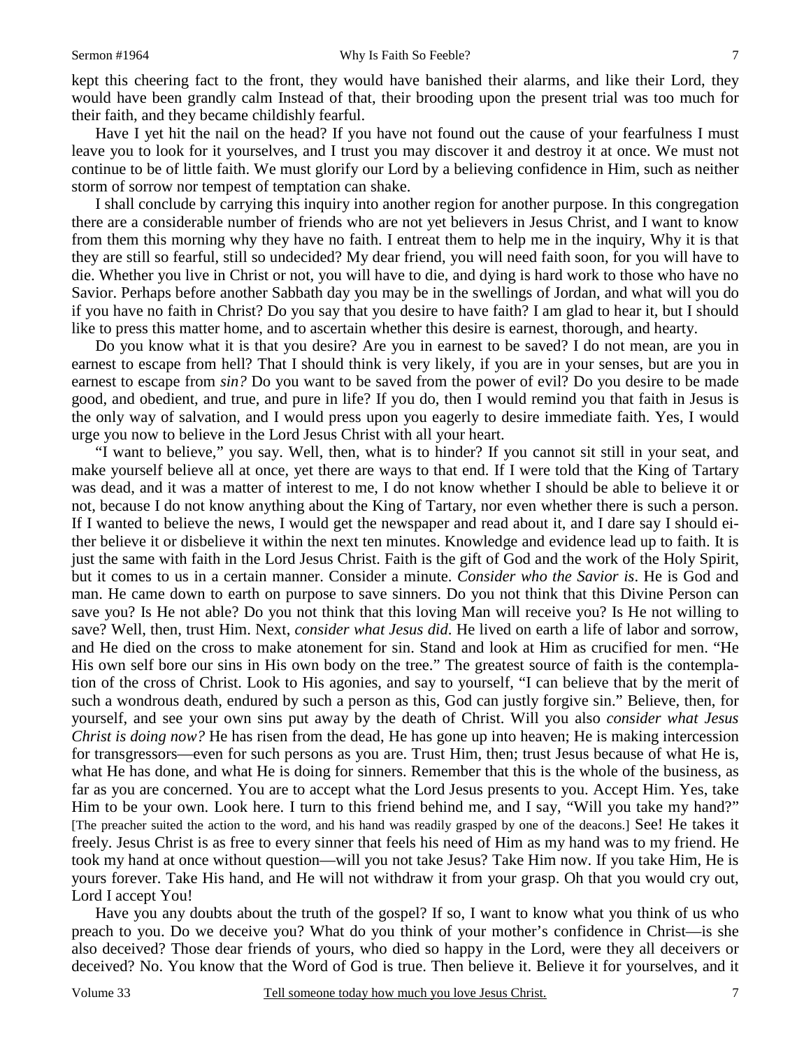kept this cheering fact to the front, they would have banished their alarms, and like their Lord, they would have been grandly calm Instead of that, their brooding upon the present trial was too much for their faith, and they became childishly fearful.

Have I yet hit the nail on the head? If you have not found out the cause of your fearfulness I must leave you to look for it yourselves, and I trust you may discover it and destroy it at once. We must not continue to be of little faith. We must glorify our Lord by a believing confidence in Him, such as neither storm of sorrow nor tempest of temptation can shake.

I shall conclude by carrying this inquiry into another region for another purpose. In this congregation there are a considerable number of friends who are not yet believers in Jesus Christ, and I want to know from them this morning why they have no faith. I entreat them to help me in the inquiry, Why it is that they are still so fearful, still so undecided? My dear friend, you will need faith soon, for you will have to die. Whether you live in Christ or not, you will have to die, and dying is hard work to those who have no Savior. Perhaps before another Sabbath day you may be in the swellings of Jordan, and what will you do if you have no faith in Christ? Do you say that you desire to have faith? I am glad to hear it, but I should like to press this matter home, and to ascertain whether this desire is earnest, thorough, and hearty.

Do you know what it is that you desire? Are you in earnest to be saved? I do not mean, are you in earnest to escape from hell? That I should think is very likely, if you are in your senses, but are you in earnest to escape from *sin?* Do you want to be saved from the power of evil? Do you desire to be made good, and obedient, and true, and pure in life? If you do, then I would remind you that faith in Jesus is the only way of salvation, and I would press upon you eagerly to desire immediate faith. Yes, I would urge you now to believe in the Lord Jesus Christ with all your heart.

"I want to believe," you say. Well, then, what is to hinder? If you cannot sit still in your seat, and make yourself believe all at once, yet there are ways to that end. If I were told that the King of Tartary was dead, and it was a matter of interest to me, I do not know whether I should be able to believe it or not, because I do not know anything about the King of Tartary, nor even whether there is such a person. If I wanted to believe the news, I would get the newspaper and read about it, and I dare say I should either believe it or disbelieve it within the next ten minutes. Knowledge and evidence lead up to faith. It is just the same with faith in the Lord Jesus Christ. Faith is the gift of God and the work of the Holy Spirit, but it comes to us in a certain manner. Consider a minute. *Consider who the Savior is*. He is God and man. He came down to earth on purpose to save sinners. Do you not think that this Divine Person can save you? Is He not able? Do you not think that this loving Man will receive you? Is He not willing to save? Well, then, trust Him. Next, *consider what Jesus did*. He lived on earth a life of labor and sorrow, and He died on the cross to make atonement for sin. Stand and look at Him as crucified for men. "He His own self bore our sins in His own body on the tree." The greatest source of faith is the contemplation of the cross of Christ. Look to His agonies, and say to yourself, "I can believe that by the merit of such a wondrous death, endured by such a person as this, God can justly forgive sin." Believe, then, for yourself, and see your own sins put away by the death of Christ. Will you also *consider what Jesus Christ is doing now?* He has risen from the dead, He has gone up into heaven; He is making intercession for transgressors—even for such persons as you are. Trust Him, then; trust Jesus because of what He is, what He has done, and what He is doing for sinners. Remember that this is the whole of the business, as far as you are concerned. You are to accept what the Lord Jesus presents to you. Accept Him. Yes, take Him to be your own. Look here. I turn to this friend behind me, and I say, "Will you take my hand?" [The preacher suited the action to the word, and his hand was readily grasped by one of the deacons.] See! He takes it freely. Jesus Christ is as free to every sinner that feels his need of Him as my hand was to my friend. He took my hand at once without question—will you not take Jesus? Take Him now. If you take Him, He is yours forever. Take His hand, and He will not withdraw it from your grasp. Oh that you would cry out, Lord I accept You!

Have you any doubts about the truth of the gospel? If so, I want to know what you think of us who preach to you. Do we deceive you? What do you think of your mother's confidence in Christ—is she also deceived? Those dear friends of yours, who died so happy in the Lord, were they all deceivers or deceived? No. You know that the Word of God is true. Then believe it. Believe it for yourselves, and it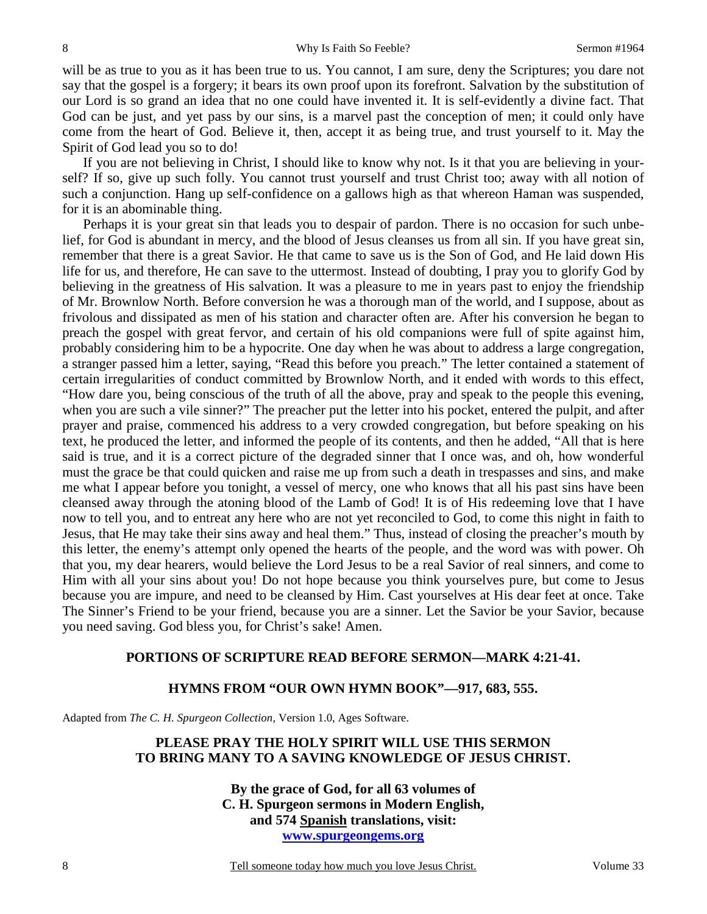will be as true to you as it has been true to us. You cannot, I am sure, deny the Scriptures; you dare not say that the gospel is a forgery; it bears its own proof upon its forefront. Salvation by the substitution of our Lord is so grand an idea that no one could have invented it. It is self-evidently a divine fact. That God can be just, and yet pass by our sins, is a marvel past the conception of men; it could only have come from the heart of God. Believe it, then, accept it as being true, and trust yourself to it. May the Spirit of God lead you so to do!

If you are not believing in Christ, I should like to know why not. Is it that you are believing in yourself? If so, give up such folly. You cannot trust yourself and trust Christ too; away with all notion of such a conjunction. Hang up self-confidence on a gallows high as that whereon Haman was suspended, for it is an abominable thing.

Perhaps it is your great sin that leads you to despair of pardon. There is no occasion for such unbelief, for God is abundant in mercy, and the blood of Jesus cleanses us from all sin. If you have great sin, remember that there is a great Savior. He that came to save us is the Son of God, and He laid down His life for us, and therefore, He can save to the uttermost. Instead of doubting, I pray you to glorify God by believing in the greatness of His salvation. It was a pleasure to me in years past to enjoy the friendship of Mr. Brownlow North. Before conversion he was a thorough man of the world, and I suppose, about as frivolous and dissipated as men of his station and character often are. After his conversion he began to preach the gospel with great fervor, and certain of his old companions were full of spite against him, probably considering him to be a hypocrite. One day when he was about to address a large congregation, a stranger passed him a letter, saying, "Read this before you preach." The letter contained a statement of certain irregularities of conduct committed by Brownlow North, and it ended with words to this effect, "How dare you, being conscious of the truth of all the above, pray and speak to the people this evening, when you are such a vile sinner?" The preacher put the letter into his pocket, entered the pulpit, and after prayer and praise, commenced his address to a very crowded congregation, but before speaking on his text, he produced the letter, and informed the people of its contents, and then he added, "All that is here said is true, and it is a correct picture of the degraded sinner that I once was, and oh, how wonderful must the grace be that could quicken and raise me up from such a death in trespasses and sins, and make me what I appear before you tonight, a vessel of mercy, one who knows that all his past sins have been cleansed away through the atoning blood of the Lamb of God! It is of His redeeming love that I have now to tell you, and to entreat any here who are not yet reconciled to God, to come this night in faith to Jesus, that He may take their sins away and heal them." Thus, instead of closing the preacher's mouth by this letter, the enemy's attempt only opened the hearts of the people, and the word was with power. Oh that you, my dear hearers, would believe the Lord Jesus to be a real Savior of real sinners, and come to Him with all your sins about you! Do not hope because you think yourselves pure, but come to Jesus because you are impure, and need to be cleansed by Him. Cast yourselves at His dear feet at once. Take The Sinner's Friend to be your friend, because you are a sinner. Let the Savior be your Savior, because you need saving. God bless you, for Christ's sake! Amen.

**PORTIONS OF SCRIPTURE READ BEFORE SERMON—MARK 4:21-41.**

**HYMNS FROM "OUR OWN HYMN BOOK"—917, 683, 555.**

Adapted from *The C. H. Spurgeon Collection*, Version 1.0, Ages Software.

**PLEASE PRAY THE HOLY SPIRIT WILL USE THIS SERMON TO BRING MANY TO A SAVING KNOWLEDGE OF JESUS CHRIST.**

**By the grace of God, for all 63 volumes of C. H. Spurgeon sermons in Modern English, and 574 Spanish translations, visit: www.spurgeongems.org**